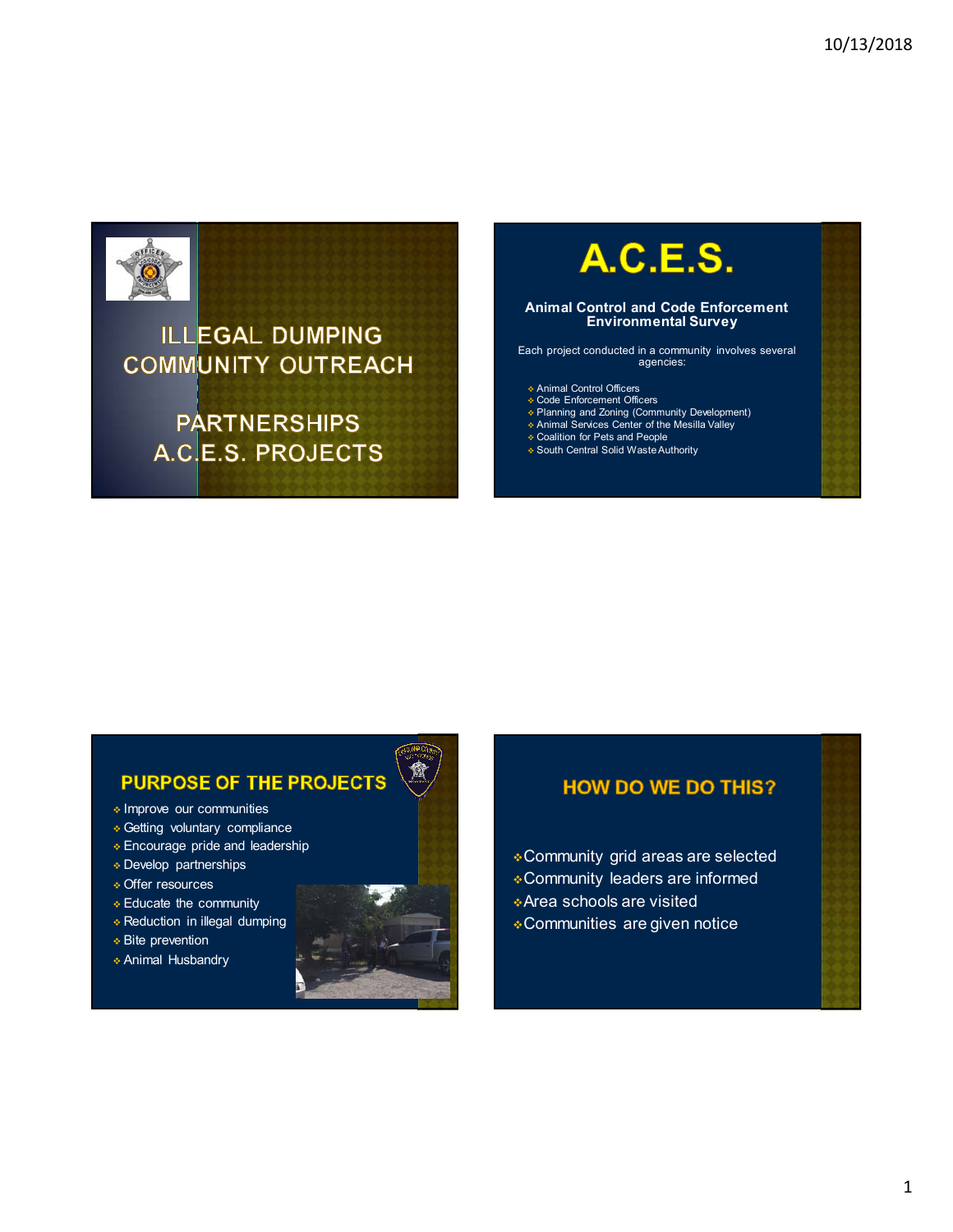# ILLEGAL DUMPING COMMUNITY OUTREACH

## PARTNERSHIPS A.C.E.S. PROJECTS

# A.C.E.S.

**Animal Control and Code Enforcement Environmental Survey**

Each project conducted in a community involves several agencies:

- Animal Control Officers
- Code Enforcement Officers
- Planning and Zoning (Community Development)
- Animal Services Center of the Mesilla Valley
- Coalition for Pets and People
- South Central Solid Waste Authority

## PURPOSE OF THE PROJECTS

- Improve our communities
- Getting voluntary compliance
- Encourage pride and leadership
- Develop partnerships
- Offer resources
- Educate the community
- Reduction in illegal dumping
- Bite prevention
- Animal Husbandry

## HOW DO WE DO THIS?

- Community grid areas are selected
- Community leaders are informed
- Area schools are visited
- Communities are given notice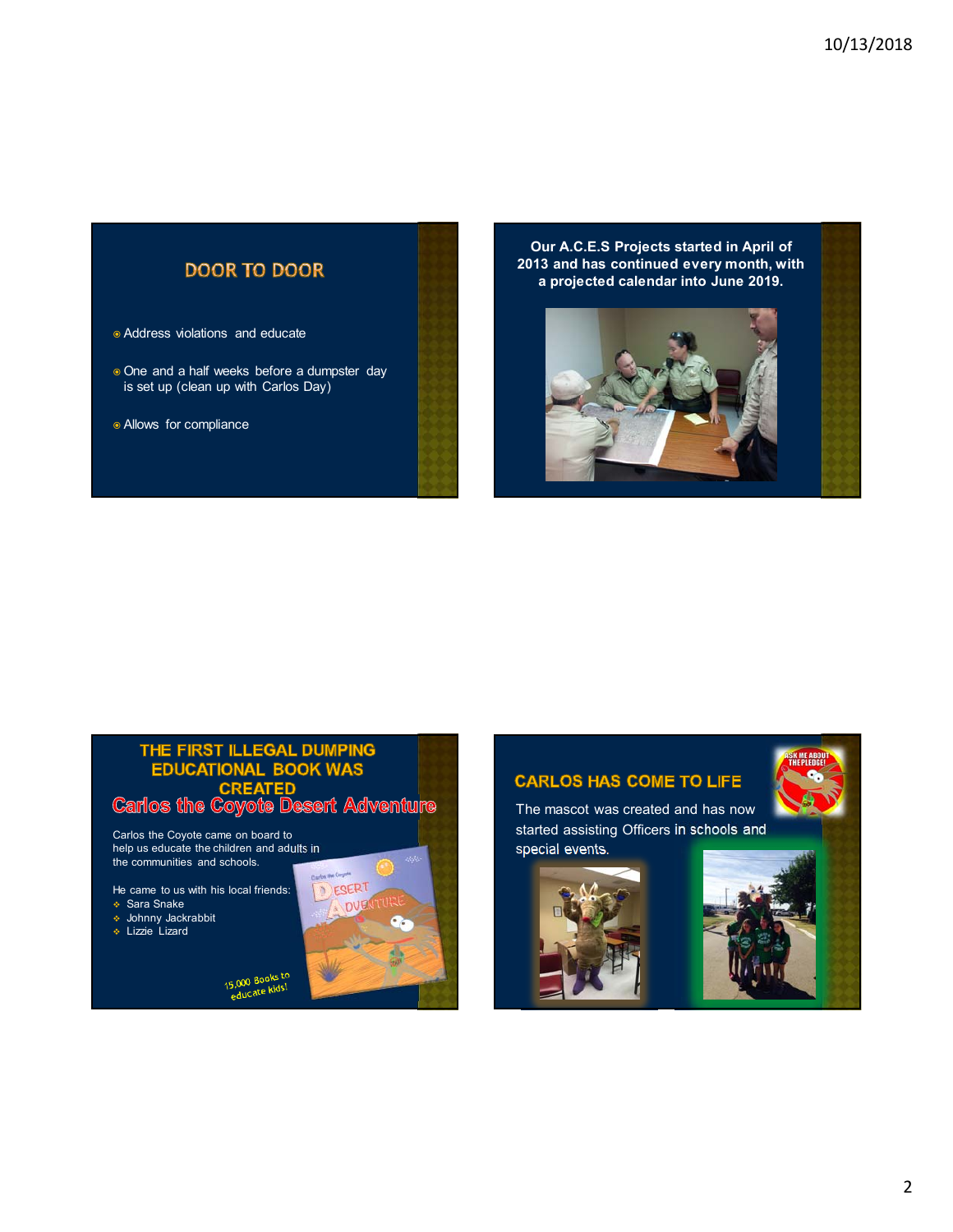## DOOR TO DOOR

- Address violations and educate
- One and a half weeks before a dumpster day is set up (clean up with Carlos Day)
- Allows for compliance

**Our A.C.E.S Projects started in April of 2013 and has continued every month, with a projected calendar into June 2019.**

## THE FIRST ILLEGAL DUMPING EDUCATIONAL BOOK WAS CREATED

## Carlos the Coyote Desert Adventure

Carlos the Coyote came on board to help us educate the children and adults in the communities and schools.

He came to us with his local friends:

- Sara Snake
- Johnny Jackrabbit
- Lizzie Lizard

15,000 Books to educate kids!

## CARLOS HAS COME TO LIFE

The mascot was created and has now started assisting Officers in schools and special events.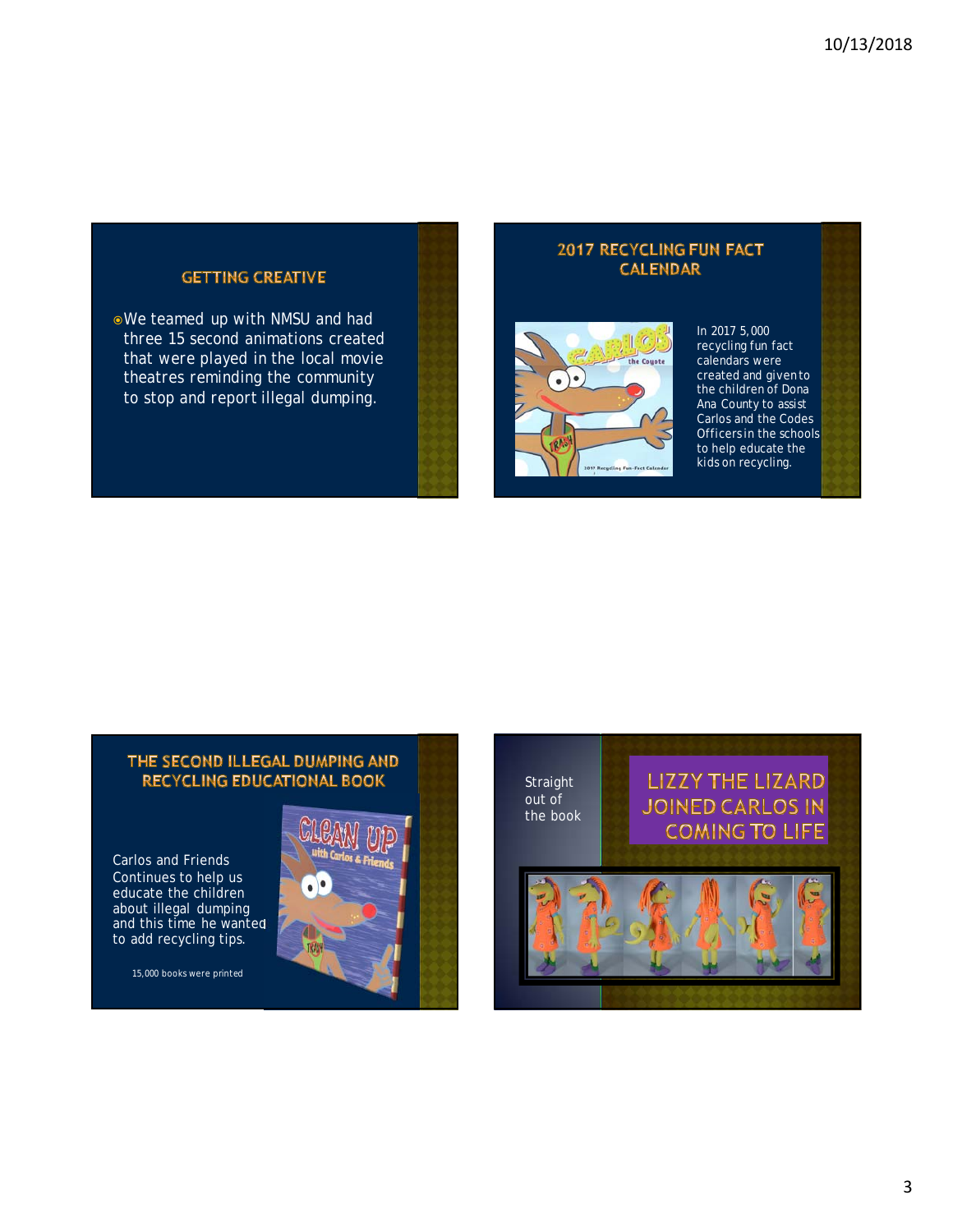## GETTING CREATIVE

- We teamed up with NMSU and had three 15 second animations created that were played in the local movie theatres reminding the community to stop and report illegal dumping.

## 2017 RECYCLING FUN FACT CALENDAR

In 2017 5,000 recycling fun fact calendars were created and given to the children of Dona Ana County to assist Carlos and the Codes Officers in the schools to help educate the kids on recycling.

## THE SECOND ILLEGAL DUMPING AND RECYCLING EDUCATIONAL BOOK

Carlos and Friends Continues to help us educate the children about illegal dumping and this time he wanted to add recycling tips.

15,000 books were printed

## LIZZY THE LIZARD JOINED CARLOS IN COMING TO LIFE

Straight out of the book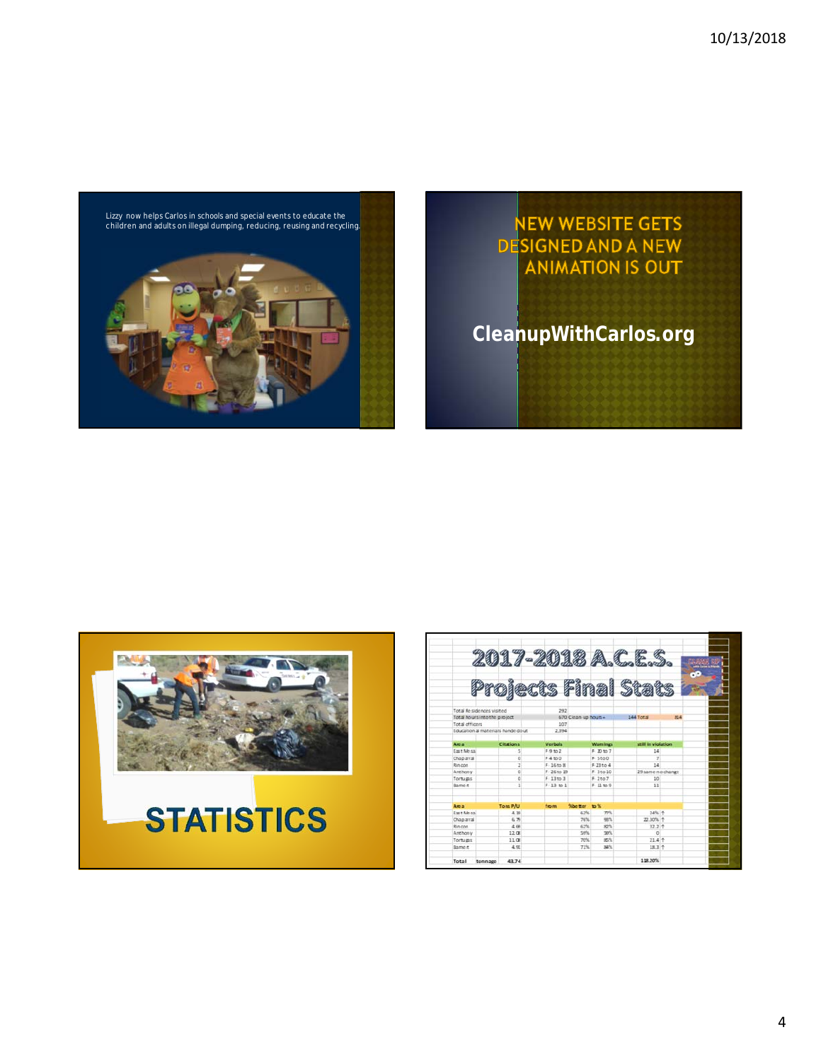Lizzy now helps Carlos in schools and special events to educate the children and adults on illegal dumping, reducing, reusing and recycling.

NEW WEBSITE GETS DESIGNED AND A NEW ANIMATION IS OUT

CleanupWithCarlos.org

STATISTICS

# 2017-2018 A.C.E.S. Projects Final Stats

| | | | | |
|---|---|---|---|---|
| Total Residences visited | 292 | | | |
| Total hours into the project | 670 Clean-up hours + | 144 Total | 814 | |
| Total officers | 107 | | | |
| Educational materials handed out | 2,394 | | | |

| Area | Citations | Verbals | Warnings | still in violation |
|---|---|---|---|---|
| East Mesa | 5 | F 9 to 2 | F 10 to 7 | 14 |
| Chaparral | 0 | F 4 to 0 | F 3 to 0 | 7 |
| Rincon | 2 | F 16 to 8 | F 23 to 4 | 14 |
| Anthony | 0 | F 26 to 19 | F 3 to 10 | 29 same no change |
| Tortugas | 0 | F 13 to 3 | F 2 to 7 | 10 |
| Barnett | 1 | F 13 to 1 | F 11 to 9 | 11 |

| Area | Tons P/U | from | %better | to % |
|---|---|---|---|---|
| East Mesa | 4.39 | | 62% | 77% | 
| Chaparral | 6.79 | | 76% | 98% |
| Rincon | 4.69 | | 62% | 82% |
| Anthony | 12.08 | | 59% | 59% |
| Tortugas | 11.08 | | 70% | 85% |
| Barnett | 4.91 | | 71% | 84% |
| **Total** tonnage | 43.74 | | | |

| Area | % change |
|---|---|
| East Mesa | 14% ↑ |
| Chaparral | 22.30% ↑ |
| Rincon | 32.3 ↑ |
| Anthony | 0 |
| Tortugas | 21.4 ↑ |
| Barnett | 18.3 ↑ |
| **Total** | 118.20% |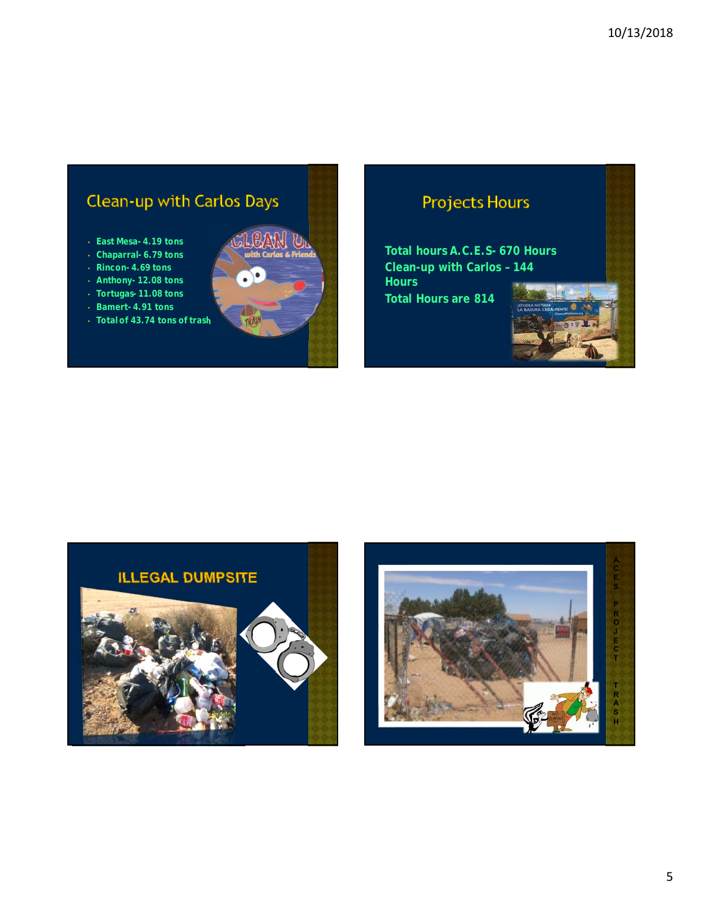## Clean-up with Carlos Days

- East Mesa- 4.19 tons
- Chaparral- 6.79 tons
- Rincon- 4.69 tons
- Anthony- 12.08 tons
- Tortugas- 11.08 tons
- Bamert- 4.91 tons
- Total of 43.74 tons of trash

## Projects Hours

**Total hours A.C.E.S- 670 Hours**
**Clean-up with Carlos - 144 Hours**
**Total Hours are 814**

## ILLEGAL DUMPSITE

A.C.E.S. PROJECT TRASH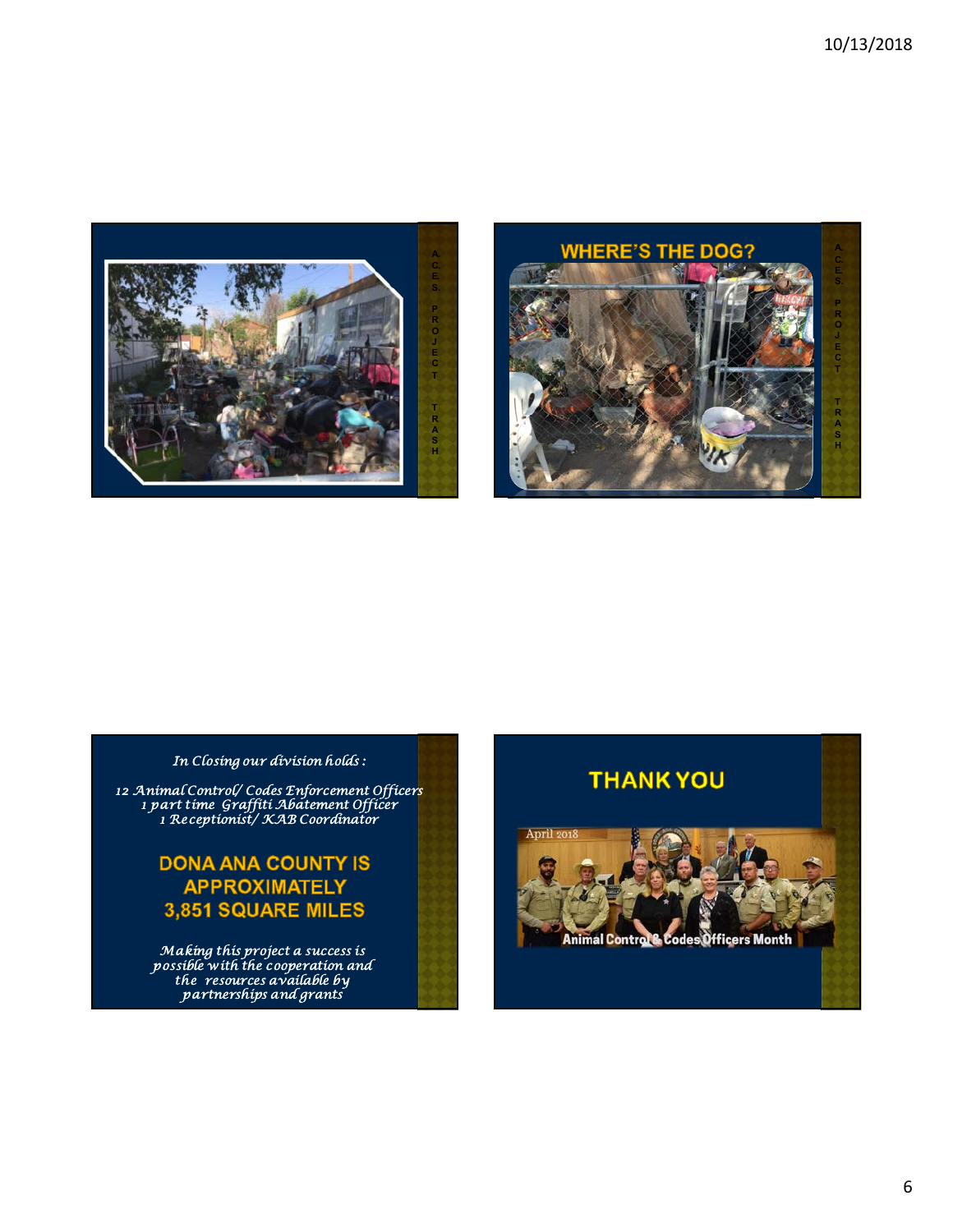A.C.E.S. PROJECT TRASH

## WHERE'S THE DOG?

A.C.E.S. PROJECT TRASH

*In Closing our division holds :*

*12 Animal Control/ Codes Enforcement Officers*
*1 part time Graffiti Abatement Officer*
*1 Receptionist/ KAB Coordinator*

**DONA ANA COUNTY IS APPROXIMATELY 3,851 SQUARE MILES**

*Making this project a success is possible with the cooperation and the resources available by partnerships and grants*

## THANK YOU

April 2018

Animal Control & Codes Officers Month